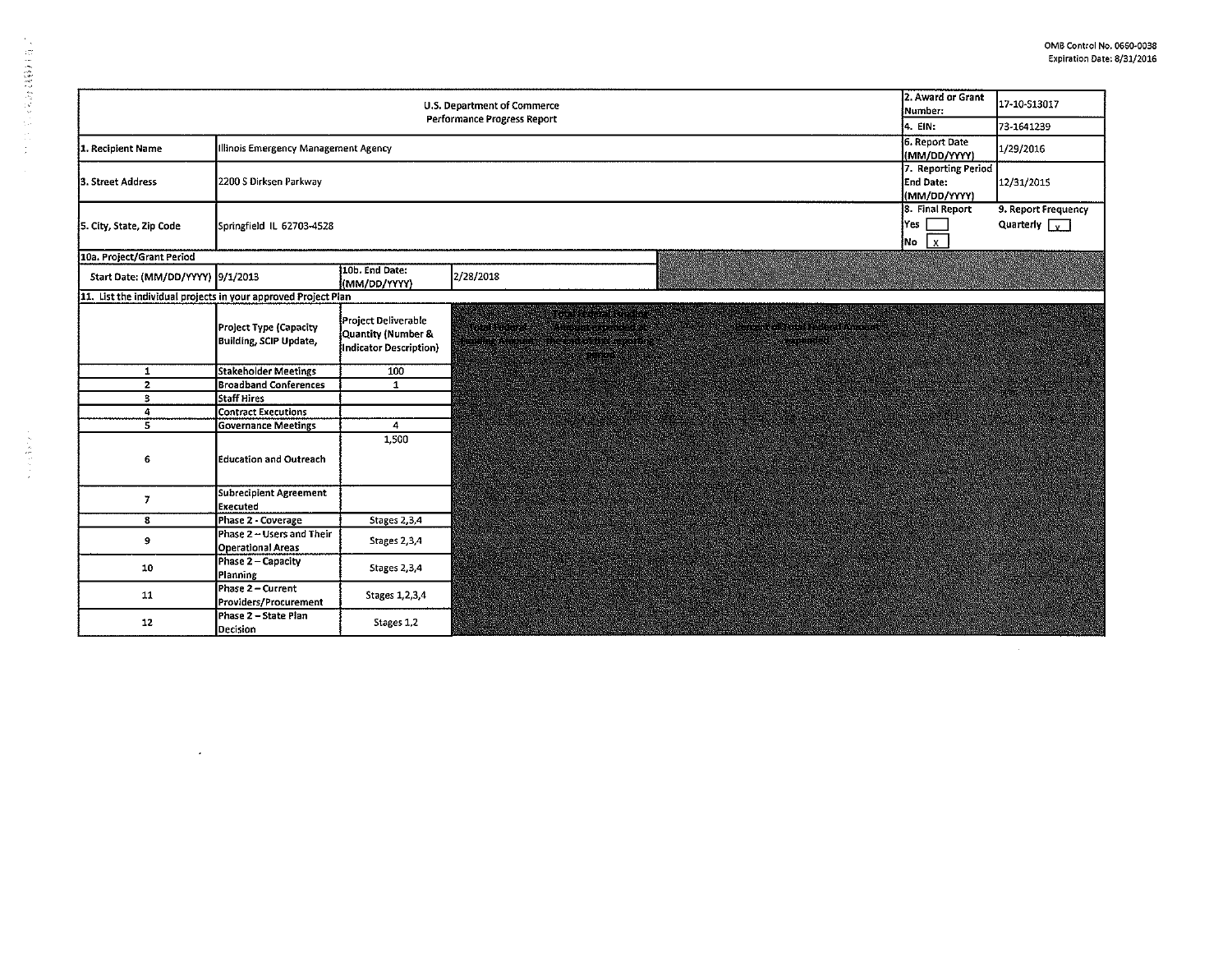OMB Control No. 0660-0038
Expiration Date: 8/31/2016

| U.S. Department of Commerce Performance Progress Report | | | | 2. Award or Grant Number: | 17-10-S13017 |
|---|---|---|---|---|---|
| | | | | 4. EIN: | 73-1641239 |
| 1. Recipient Name | Illinois Emergency Management Agency | | | 6. Report Date (MM/DD/YYYY) | 1/29/2016 |
| 3. Street Address | 2200 S Dirksen Parkway | | | 7. Reporting Period End Date: (MM/DD/YYYY) | 12/31/2015 |
| 5. City, State, Zip Code | Springfield IL 62703-4528 | | | 8. Final Report Yes [ ] No [x] | 9. Report Frequency Quarterly [x] |
| 10a. Project/Grant Period | | | | | |
| Start Date: (MM/DD/YYYY) | 9/1/2013 | 10b. End Date: (MM/DD/YYYY) | 2/28/2018 | | |

11. List the individual projects in your approved Project Plan

| | Project Type (Capacity Building, SCIP Update, | Project Deliverable Quantity (Number & Indicator Description) | Total Federal Funding Amount | Total Federal Funding Amount expended at the end of this reporting period | Percent of Total Federal Amount expended |
|---|---|---|---|---|---|
| 1 | Stakeholder Meetings | 100 | | | |
| 2 | Broadband Conferences | 1 | | | |
| 3 | Staff Hires | | | | |
| 4 | Contract Executions | | | | |
| 5 | Governance Meetings | 4 | | | |
| 6 | Education and Outreach | 1,500 | | | |
| 7 | Subrecipient Agreement Executed | | | | |
| 8 | Phase 2 - Coverage | Stages 2,3,4 | | | |
| 9 | Phase 2 – Users and Their Operational Areas | Stages 2,3,4 | | | |
| 10 | Phase 2 – Capacity Planning | Stages 2,3,4 | | | |
| 11 | Phase 2 – Current Providers/Procurement | Stages 1,2,3,4 | | | |
| 12 | Phase 2 – State Plan Decision | Stages 1,2 | | | |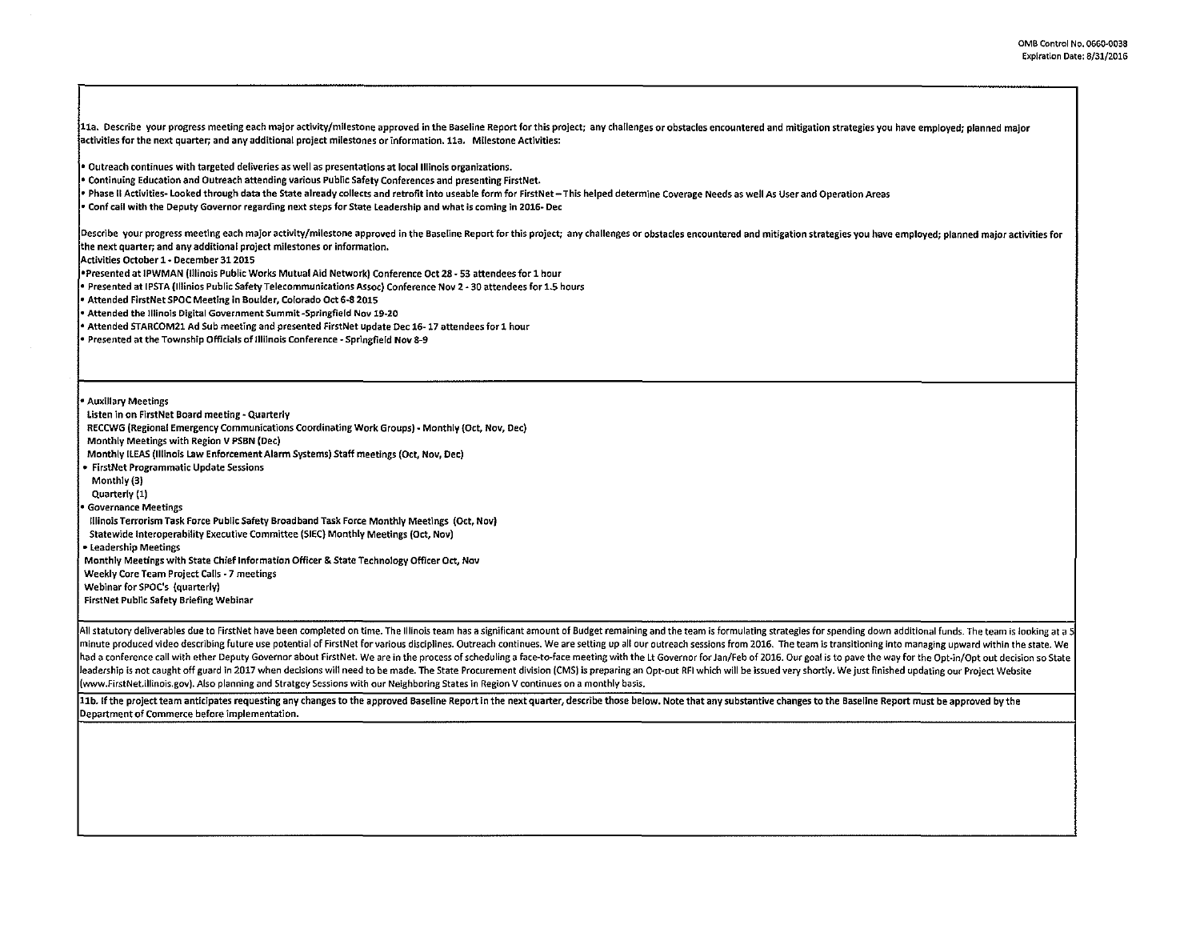OMB Control No. 0660-0038
Expiration Date: 8/31/2016

11a. Describe your progress meeting each major activity/milestone approved in the Baseline Report for this project; any challenges or obstacles encountered and mitigation strategies you have employed; planned major activities for the next quarter; and any additional project milestones or information. 11a. Milestone Activities:

- Outreach continues with targeted deliveries as well as presentations at local Illinois organizations.
- Continuing Education and Outreach attending various Public Safety Conferences and presenting FirstNet.
- Phase II Activities- Looked through data the State already collects and retrofit into useable form for FirstNet – This helped determine Coverage Needs as well As User and Operation Areas
- Conf call with the Deputy Governor regarding next steps for State Leadership and what is coming in 2016- Dec

Describe your progress meeting each major activity/milestone approved in the Baseline Report for this project; any challenges or obstacles encountered and mitigation strategies you have employed; planned major activities for the next quarter; and any additional project milestones or information.

Activities October 1 - December 31 2015

- Presented at IPWMAN (Illinois Public Works Mutual Aid Network) Conference Oct 28 - 53 attendees for 1 hour
- Presented at IPSTA (Illinios Public Safety Telecommunications Assoc) Conference Nov 2 - 30 attendees for 1.5 hours
- Attended FirstNet SPOC Meeting in Boulder, Colorado Oct 6-8 2015
- Attended the Illinois Digital Government Summit -Springfield Nov 19-20
- Attended STARCOM21 Ad Sub meeting and presented FirstNet update Dec 16- 17 attendees for 1 hour
- Presented at the Township Officials of Illinois Conference - Springfield Nov 8-9

- Auxillary Meetings
  - Listen in on FirstNet Board meeting - Quarterly
  - RECCWG (Regional Emergency Communications Coordinating Work Groups) - Monthly (Oct, Nov, Dec)
  - Monthly Meetings with Region V PSBN (Dec)
  - Monthly ILEAS (Illinois Law Enforcement Alarm Systems) Staff meetings (Oct, Nov, Dec)
- FirstNet Programmatic Update Sessions
  - Monthly (3)
  - Quarterly (1)
- Governance Meetings
  - Illinois Terrorism Task Force Public Safety Broadband Task Force Monthly Meetings (Oct, Nov)
  - Statewide Interoperability Executive Committee (SIEC) Monthly Meetings (Oct, Nov)
- Leadership Meetings
  - Monthly Meetings with State Chief Information Officer & State Technology Officer Oct, Nov
  - Weekly Core Team Project Calls - 7 meetings
  - Webinar for SPOC's (quarterly)
  - FirstNet Public Safety Briefing Webinar

All statutory deliverables due to FirstNet have been completed on time. The Illinois team has a significant amount of Budget remaining and the team is formulating strategies for spending down additional funds. The team is looking at a 5 minute produced video describing future use potential of FirstNet for various disciplines. Outreach continues. We are setting up all our outreach sessions from 2016. The team is transitioning into managing upward within the state. We had a conference call with ether Deputy Governor about FirstNet. We are in the process of scheduling a face-to-face meeting with the Lt Governor for Jan/Feb of 2016. Our goal is to pave the way for the Opt-in/Opt out decision so State leadership is not caught off guard in 2017 when decisions will need to be made. The State Procurement division (CMS) is preparing an Opt-out RFI which will be issued very shortly. We just finished updating our Project Website (www.FirstNet.Illinois.gov). Also planning and Stratgey Sessions with our Neighboring States in Region V continues on a monthly basis.

11b. If the project team anticipates requesting any changes to the approved Baseline Report in the next quarter, describe those below. Note that any substantive changes to the Baseline Report must be approved by the Department of Commerce before implementation.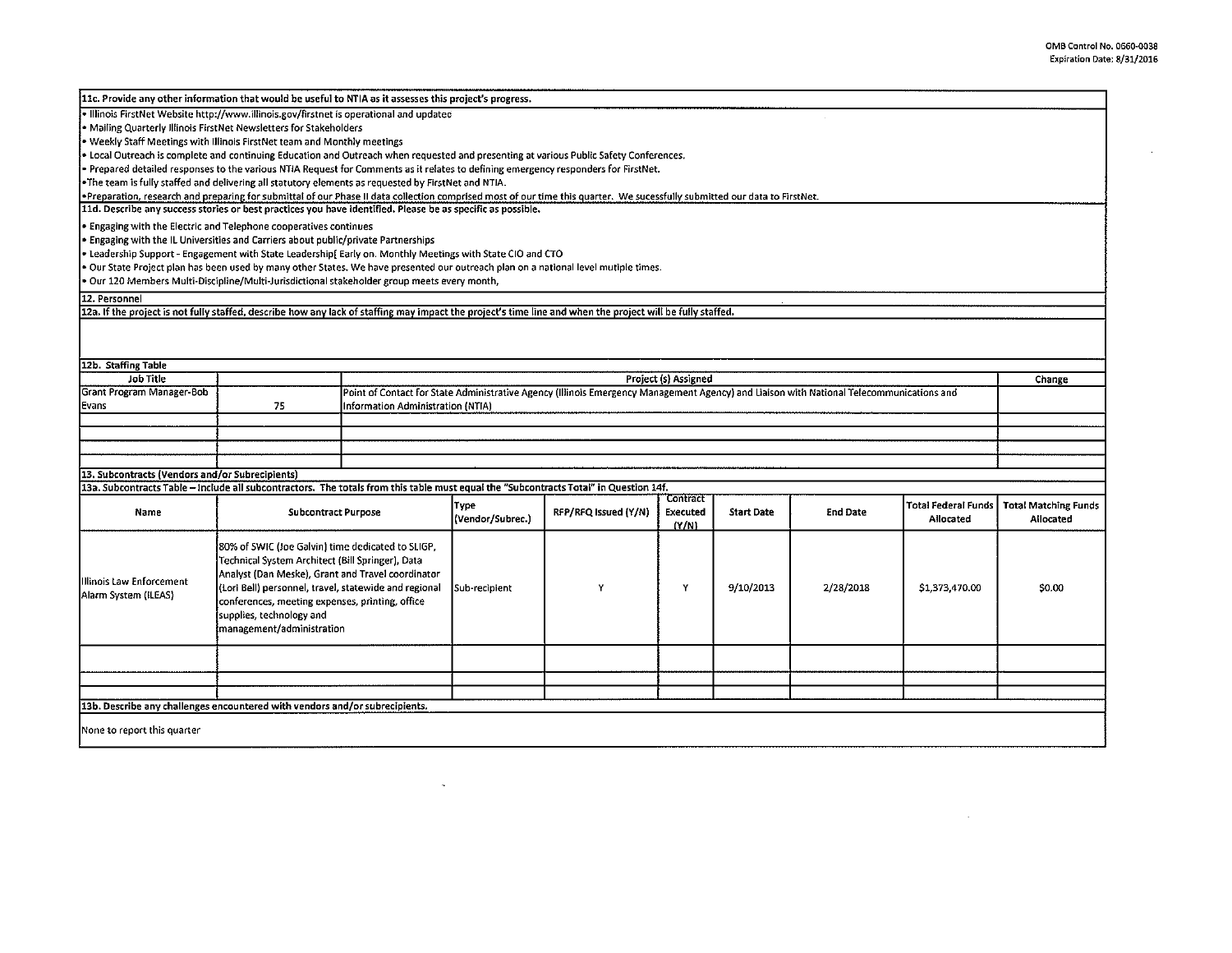OMB Control No. 0660-0038
Expiration Date: 8/31/2016

**11c. Provide any other information that would be useful to NTIA as it assesses this project's progress.**

- Illinois FirstNet Website http://www.illinois.gov/firstnet is operational and updated
- Mailing Quarterly Illinois FirstNet Newsletters for Stakeholders
- Weekly Staff Meetings with Illinois FirstNet team and Monthly meetings
- Local Outreach is complete and continuing Education and Outreach when requested and presenting at various Public Safety Conferences.
- Prepared detailed responses to the various NTIA Request for Comments as it relates to defining emergency responders for FirstNet.
- The team is fully staffed and delivering all statutory elements as requested by FirstNet and NTIA.
- Preparation, research and preparing for submittal of our Phase II data collection comprised most of our time this quarter. We sucessfully submitted our data to FirstNet.

**11d. Describe any success stories or best practices you have identified. Please be as specific as possible.**

- Engaging with the Electric and Telephone cooperatives continues
- Engaging with the IL Universities and Carriers about public/private Partnerships
- Leadership Support - Engagement with State Leadership[ Early on. Monthly Meetings with State CIO and CTO
- Our State Project plan has been used by many other States. We have presented our outreach plan on a national level mutiple times.
- Our 120 Members Multi-Discipline/Multi-Jurisdictional stakeholder group meets every month,

**12. Personnel**

**12a. If the project is not fully staffed, describe how any lack of staffing may impact the project's time line and when the project will be fully staffed.**

**12b. Staffing Table**

| Job Title | | Project (s) Assigned | Change |
|---|---|---|---|
| Grant Program Manager-Bob Evans | 75 | Point of Contact for State Administrative Agency (Illinois Emergency Management Agency) and Liaison with National Telecommunications and Information Administration (NTIA) | |
| | | | |
| | | | |
| | | | |

**13. Subcontracts (Vendors and/or Subrecipients)**

**13a. Subcontracts Table – Include all subcontractors. The totals from this table must equal the "Subcontracts Total" in Question 14f.**

| Name | Subcontract Purpose | Type (Vendor/Subrec.) | RFP/RFQ Issued (Y/N) | Contract Executed (Y/N) | Start Date | End Date | Total Federal Funds Allocated | Total Matching Funds Allocated |
|---|---|---|---|---|---|---|---|---|
| Illinois Law Enforcement Alarm System (ILEAS) | 80% of SWIC (Joe Galvin) time dedicated to SLIGP, Technical System Architect (Bill Springer), Data Analyst (Dan Meske), Grant and Travel coordinator (Lori Bell) personnel, travel, statewide and regional conferences, meeting expenses, printing, office supplies, technology and management/administration | Sub-recipient | Y | Y | 9/10/2013 | 2/28/2018 | $1,373,470.00 | $0.00 |
| | | | | | | | | |
| | | | | | | | | |
| | | | | | | | | |

**13b. Describe any challenges encountered with vendors and/or subrecipients.**

None to report this quarter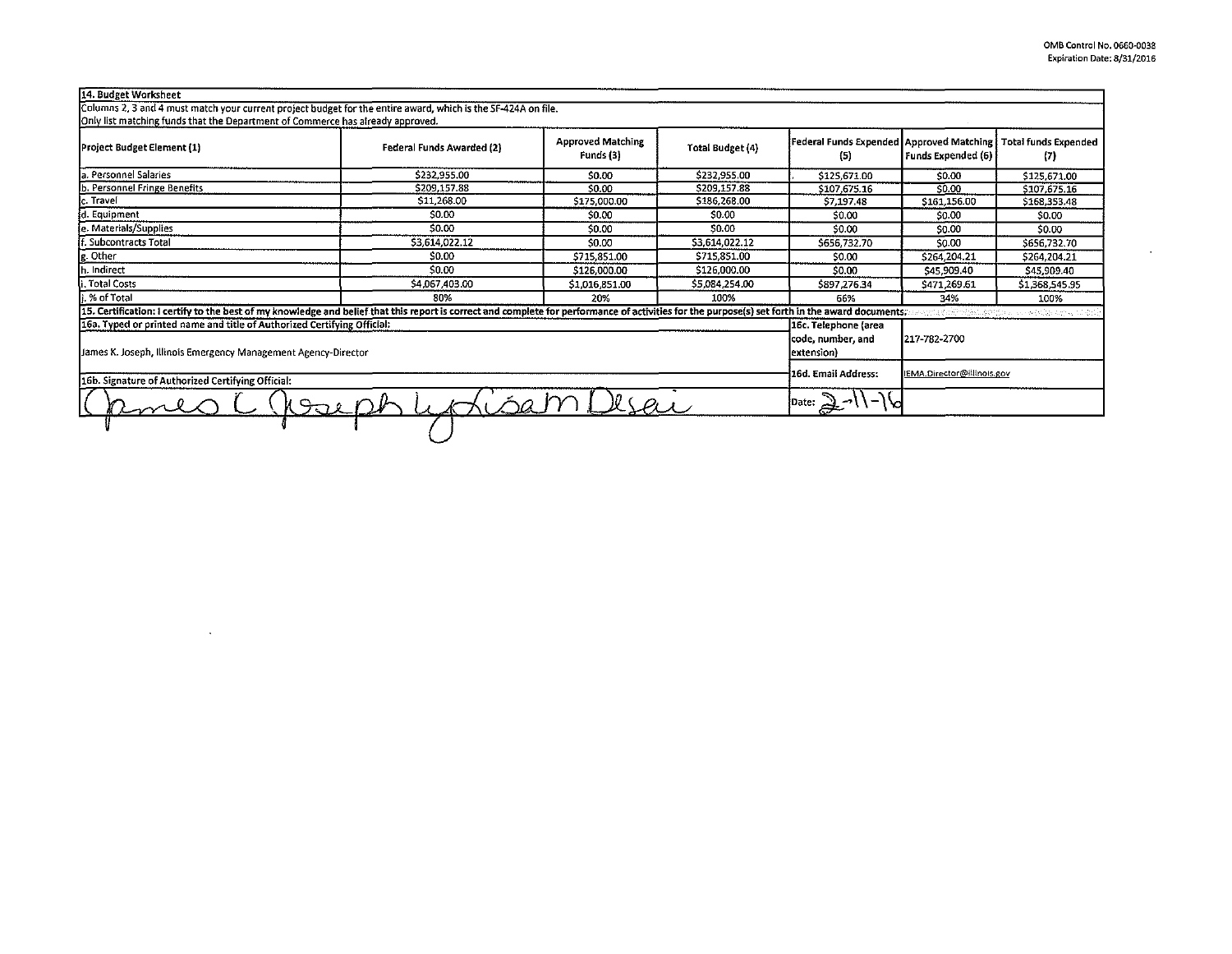OMB Control No. 0660-0038
Expiration Date: 8/31/2016

| 14. Budget Worksheet | | | | | | |
|---|---|---|---|---|---|---|
| Columns 2, 3 and 4 must match your current project budget for the entire award, which is the SF-424A on file. Only list matching funds that the Department of Commerce has already approved. | | | | | | |
| Project Budget Element (1) | Federal Funds Awarded (2) | Approved Matching Funds (3) | Total Budget (4) | Federal Funds Expended (5) | Approved Matching Funds Expended (6) | Total funds Expended (7) |
| a. Personnel Salaries | $232,955.00 | $0.00 | $232,955.00 | $125,671.00 | $0.00 | $125,671.00 |
| b. Personnel Fringe Benefits | $209,157.88 | $0.00 | $209,157.88 | $107,675.16 | $0.00 | $107,675.16 |
| c. Travel | $11,268.00 | $175,000.00 | $186,268.00 | $7,197.48 | $161,156.00 | $168,353.48 |
| d. Equipment | $0.00 | $0.00 | $0.00 | $0.00 | $0.00 | $0.00 |
| e. Materials/Supplies | $0.00 | $0.00 | $0.00 | $0.00 | $0.00 | $0.00 |
| f. Subcontracts Total | $3,614,022.12 | $0.00 | $3,614,022.12 | $656,732.70 | $0.00 | $656,732.70 |
| g. Other | $0.00 | $715,851.00 | $715,851.00 | $0.00 | $264,204.21 | $264,204.21 |
| h. Indirect | $0.00 | $126,000.00 | $126,000.00 | $0.00 | $45,909.40 | $45,909.40 |
| i. Total Costs | $4,067,403.00 | $1,016,851.00 | $5,084,254.00 | $897,276.34 | $471,269.61 | $1,368,545.95 |
| j. % of Total | 80% | 20% | 100% | 66% | 34% | 100% |

15. Certification: I certify to the best of my knowledge and belief that this report is correct and complete for performance of activities for the purpose(s) set forth in the award documents.

| | | |
|---|---|---|
| 16a. Typed or printed name and title of Authorized Certifying Official: James K. Joseph, Illinois Emergency Management Agency-Director | 16c. Telephone (area code, number, and extension) | 217-782-2700 |
| 16b. Signature of Authorized Certifying Official: | 16d. Email Address: | IEMA.Director@illinois.gov |
| James C Joseph by Lisa M Desai | Date: 2-11-16 | |